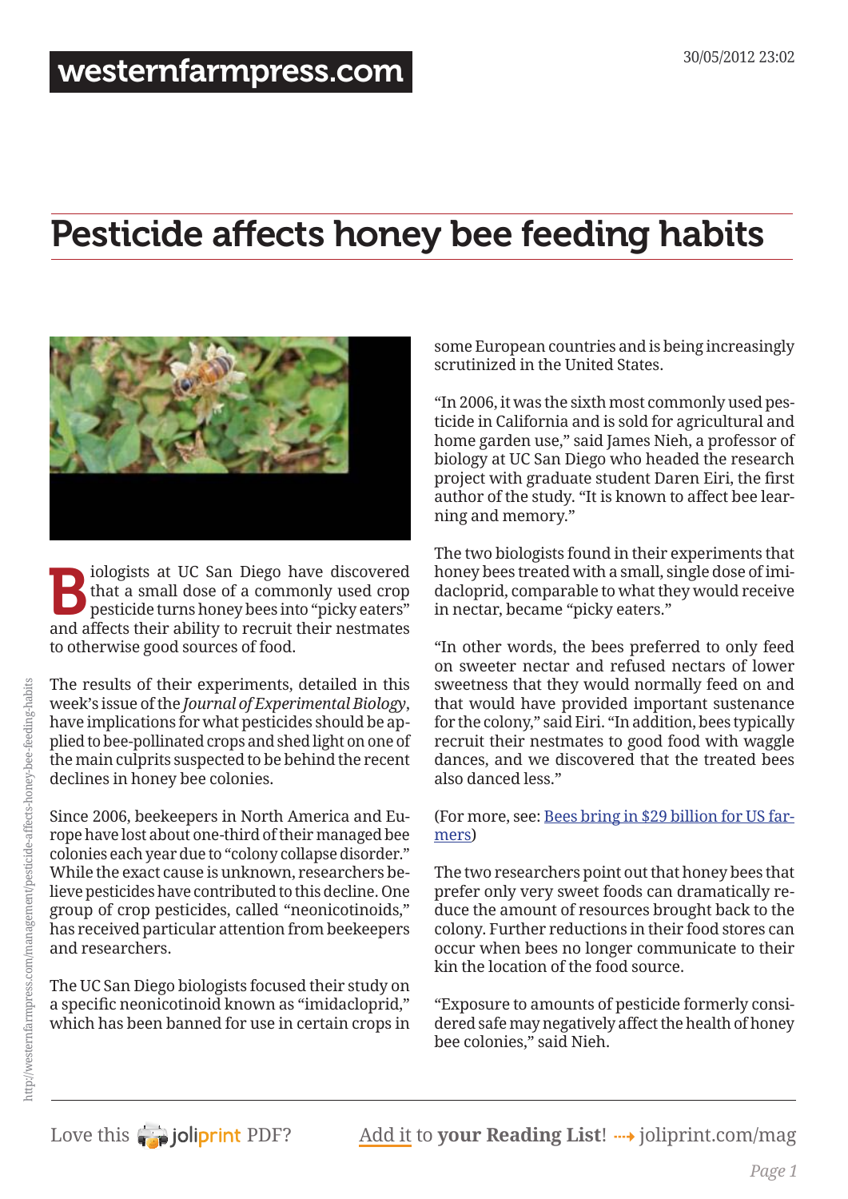# Pesticide affects honey bee feeding habits

Biologists at UC San Diego have discovered that a small dose of a commonly used crop pesticide turns honey bees into "picky eaters" and affects their ability to recruit their nestmates to otherwise good sources of food.

The results of their experiments, detailed in this week's issue of the *Journal of Experimental Biology*, have implications for what pesticides should be applied to bee-pollinated crops and shed light on one of the main culprits suspected to be behind the recent declines in honey bee colonies.

Since 2006, beekeepers in North America and Europe have lost about one-third of their managed bee colonies each year due to "colony collapse disorder." While the exact cause is unknown, researchers believe pesticides have contributed to this decline. One group of crop pesticides, called "neonicotinoids," has received particular attention from beekeepers and researchers.

The UC San Diego biologists focused their study on a specific neonicotinoid known as "imidacloprid," which has been banned for use in certain crops in some European countries and is being increasingly scrutinized in the United States.

"In 2006, it was the sixth most commonly used pesticide in California and is sold for agricultural and home garden use," said James Nieh, a professor of biology at UC San Diego who headed the research project with graduate student Daren Eiri, the first author of the study. "It is known to affect bee learning and memory."

The two biologists found in their experiments that honey bees treated with a small, single dose of imidacloprid, comparable to what they would receive in nectar, became "picky eaters."

"In other words, the bees preferred to only feed on sweeter nectar and refused nectars of lower sweetness that they would normally feed on and that would have provided important sustenance for the colony," said Eiri. "In addition, bees typically recruit their nestmates to good food with waggle dances, and we discovered that the treated bees also danced less."

(For more, see: Bees bring in $29 billion for US farmers)

The two researchers point out that honey bees that prefer only very sweet foods can dramatically reduce the amount of resources brought back to the colony. Further reductions in their food stores can occur when bees no longer communicate to their kin the location of the food source.

"Exposure to amounts of pesticide formerly considered safe may negatively affect the health of honey bee colonies," said Nieh.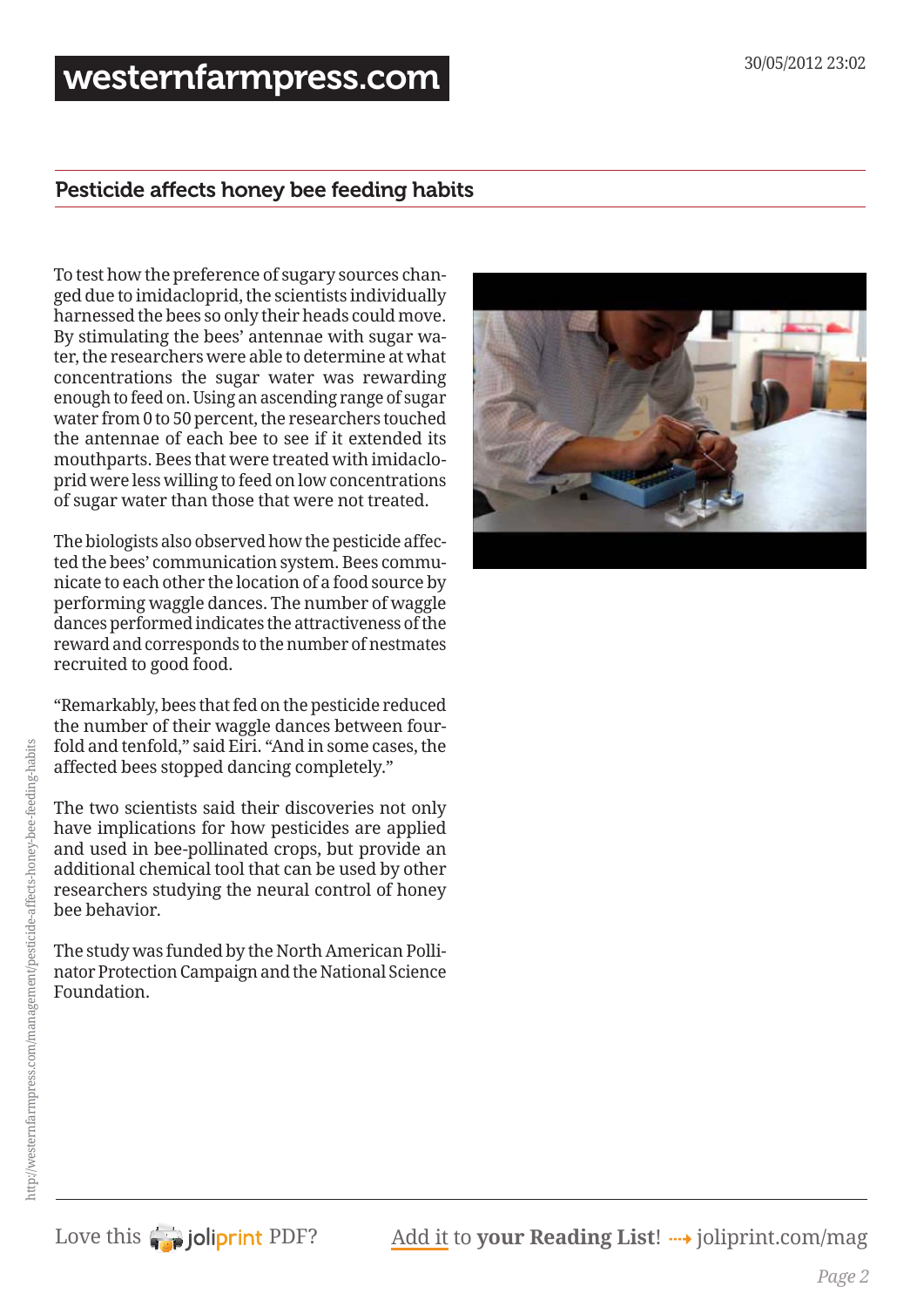## Pesticide affects honey bee feeding habits

To test how the preference of sugary sources changed due to imidacloprid, the scientists individually harnessed the bees so only their heads could move. By stimulating the bees' antennae with sugar water, the researchers were able to determine at what concentrations the sugar water was rewarding enough to feed on. Using an ascending range of sugar water from 0 to 50 percent, the researchers touched the antennae of each bee to see if it extended its mouthparts. Bees that were treated with imidacloprid were less willing to feed on low concentrations of sugar water than those that were not treated.

The biologists also observed how the pesticide affected the bees' communication system. Bees communicate to each other the location of a food source by performing waggle dances. The number of waggle dances performed indicates the attractiveness of the reward and corresponds to the number of nestmates recruited to good food.

"Remarkably, bees that fed on the pesticide reduced the number of their waggle dances between fourfold and tenfold," said Eiri. "And in some cases, the affected bees stopped dancing completely."

The two scientists said their discoveries not only have implications for how pesticides are applied and used in bee-pollinated crops, but provide an additional chemical tool that can be used by other researchers studying the neural control of honey bee behavior.

The study was funded by the North American Pollinator Protection Campaign and the National Science Foundation.